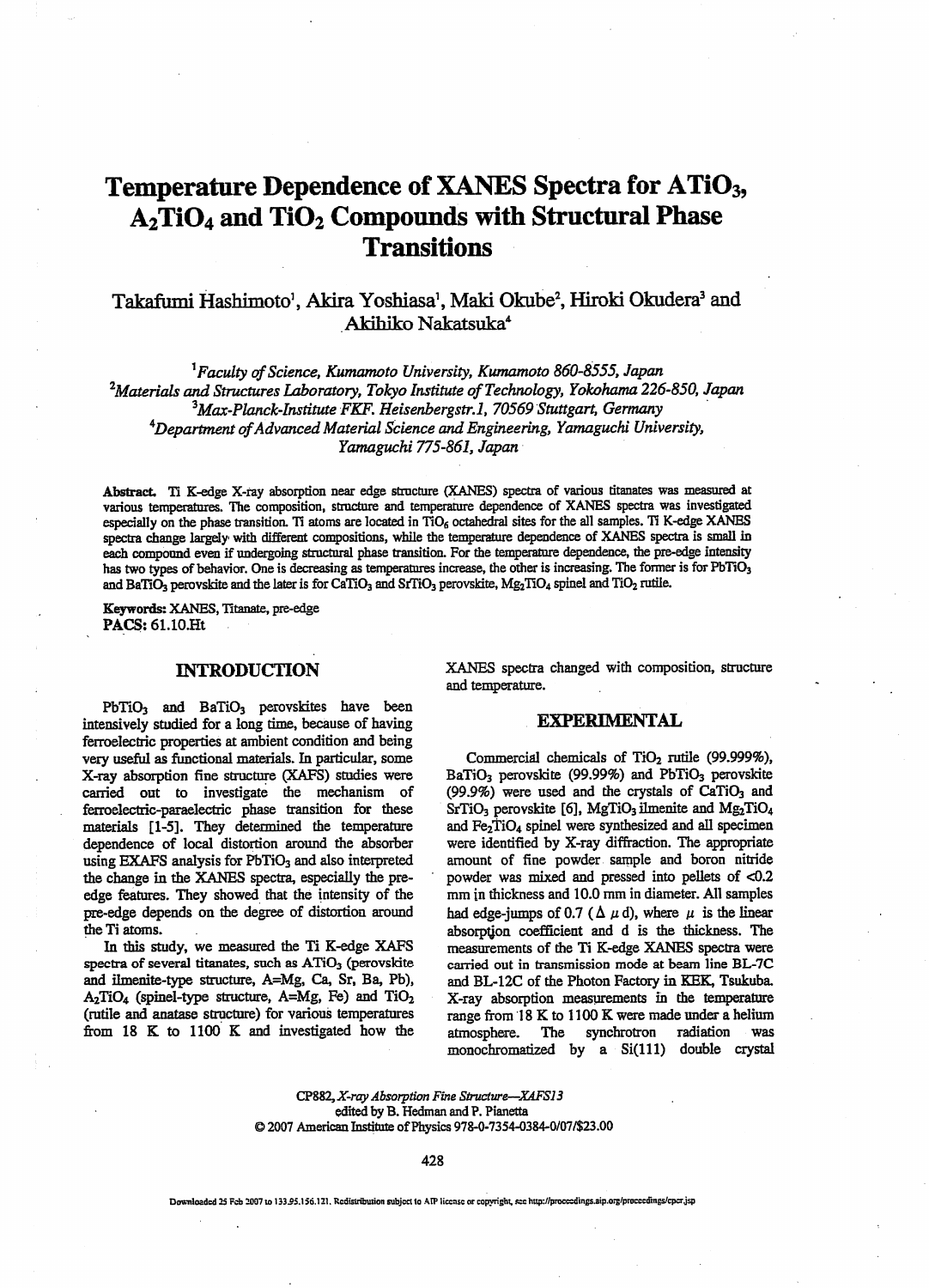# Temperature Dependence of XANES Spectra for $ATiO_3$, $A_2TiO_4$ and $TiO_2$ Compounds with Structural Phase Transitions

Takafumi Hashimoto[1], Akira Yoshiasa[1], Maki Okube[2], Hiroki Okudera[3] and Akihiko Nakatsuka[4]

[1]*Faculty of Science, Kumamoto University, Kumamoto 860-8555, Japan*
[2]*Materials and Structures Laboratory, Tokyo Institute of Technology, Yokohama 226-850, Japan*
[3]*Max-Planck-Institute FKF. Heisenbergstr.1, 70569 Stuttgart, Germany*
[4]*Department of Advanced Material Science and Engineering, Yamaguchi University, Yamaguchi 775-861, Japan*

**Abstract.** Ti K-edge X-ray absorption near edge structure (XANES) spectra of various titanates was measured at various temperatures. The composition, structure and temperature dependence of XANES spectra was investigated especially on the phase transition. Ti atoms are located in $TiO_6$ octahedral sites for the all samples. Ti K-edge XANES spectra change largely with different compositions, while the temperature dependence of XANES spectra is small in each compound even if undergoing structural phase transition. For the temperature dependence, the pre-edge intensity has two types of behavior. One is decreasing as temperatures increase, the other is increasing. The former is for $PbTiO_3$ and $BaTiO_3$ perovskite and the later is for $CaTiO_3$ and $SrTiO_3$ perovskite, $Mg_2TiO_4$ spinel and $TiO_2$ rutile.

**Keywords:** XANES, Titanate, pre-edge
**PACS:** 61.10.Ht

## INTRODUCTION

$PbTiO_3$ and $BaTiO_3$ perovskites have been intensively studied for a long time, because of having ferroelectric properties at ambient condition and being very useful as functional materials. In particular, some X-ray absorption fine structure (XAFS) studies were carried out to investigate the mechanism of ferroelectric-paraelectric phase transition for these materials [1-5]. They determined the temperature dependence of local distortion around the absorber using EXAFS analysis for $PbTiO_3$ and also interpreted the change in the XANES spectra, especially the pre-edge features. They showed that the intensity of the pre-edge depends on the degree of distortion around the Ti atoms.

In this study, we measured the Ti K-edge XAFS spectra of several titanates, such as $ATiO_3$ (perovskite and ilmenite-type structure, A=Mg, Ca, Sr, Ba, Pb), $A_2TiO_4$ (spinel-type structure, A=Mg, Fe) and $TiO_2$ (rutile and anatase structure) for various temperatures from 18 K to 1100 K and investigated how the XANES spectra changed with composition, structure and temperature.

## EXPERIMENTAL

Commercial chemicals of $TiO_2$ rutile (99.999%), $BaTiO_3$ perovskite (99.99%) and $PbTiO_3$ perovskite (99.9%) were used and the crystals of $CaTiO_3$ and $SrTiO_3$ perovskite [6], $MgTiO_3$ ilmenite and $Mg_2TiO_4$ and $Fe_2TiO_4$ spinel were synthesized and all specimen were identified by X-ray diffraction. The appropriate amount of fine powder sample and boron nitride powder was mixed and pressed into pellets of <0.2 mm in thickness and 10.0 mm in diameter. All samples had edge-jumps of 0.7 ($\Delta \mu d$), where $\mu$ is the linear absorption coefficient and d is the thickness. The measurements of the Ti K-edge XANES spectra were carried out in transmission mode at beam line BL-7C and BL-12C of the Photon Factory in KEK, Tsukuba. X-ray absorption measurements in the temperature range from 18 K to 1100 K were made under a helium atmosphere. The synchrotron radiation was monochromatized by a Si(111) double crystal

CP882, *X-ray Absorption Fine Structure—XAFS13*
edited by B. Hedman and P. Pianetta
© 2007 American Institute of Physics 978-0-7354-0384-0/07/$23.00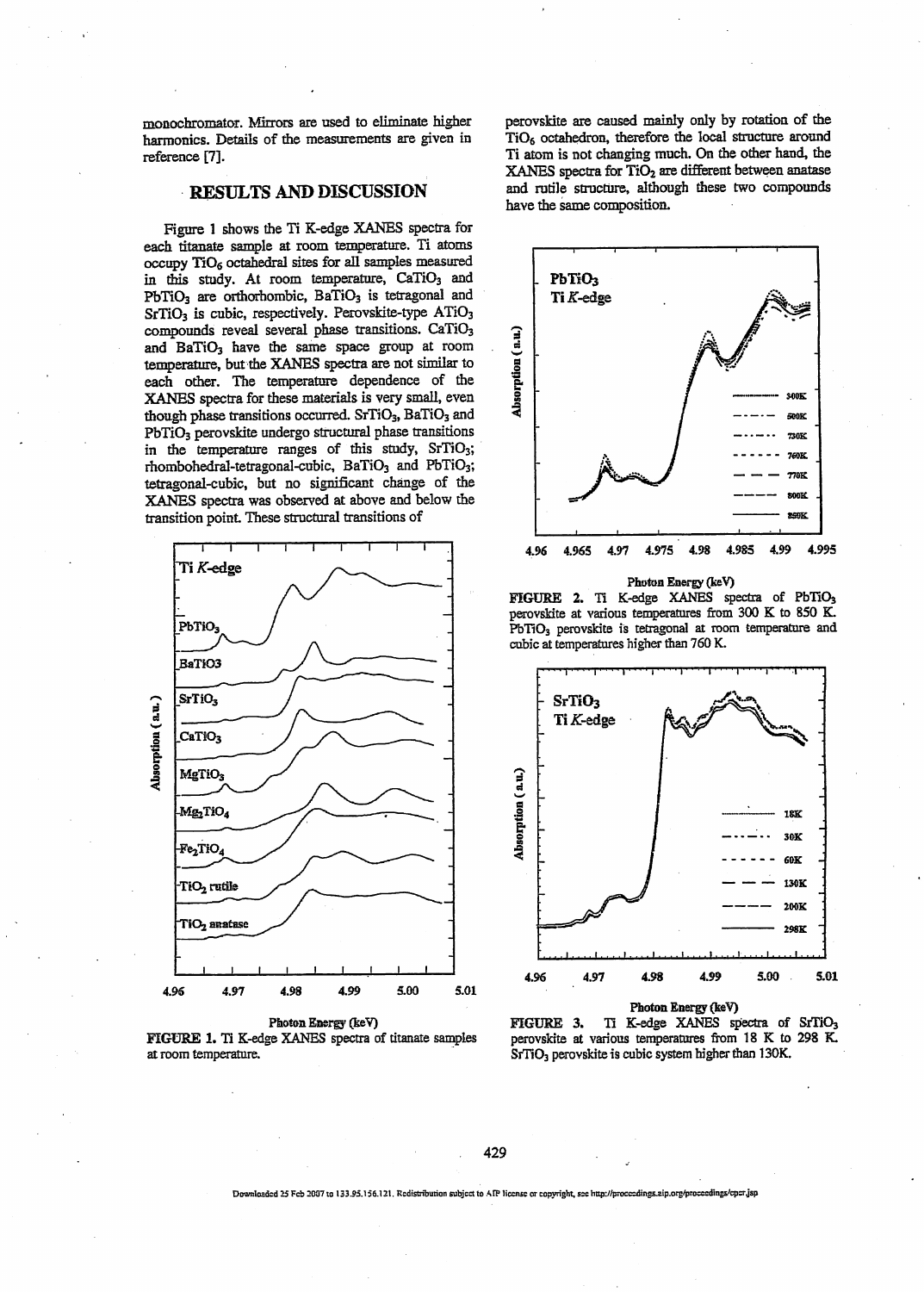monochromator. Mirrors are used to eliminate higher harmonics. Details of the measurements are given in reference [7].

## RESULTS AND DISCUSSION

Figure 1 shows the Ti K-edge XANES spectra for each titanate sample at room temperature. Ti atoms occupy $TiO_6$ octahedral sites for all samples measured in this study. At room temperature, $CaTiO_3$ and $PbTiO_3$ are orthorhombic, $BaTiO_3$ is tetragonal and $SrTiO_3$ is cubic, respectively. Perovskite-type $ATiO_3$ compounds reveal several phase transitions. $CaTiO_3$ and $BaTiO_3$ have the same space group at room temperature, but the XANES spectra are not similar to each other. The temperature dependence of the XANES spectra for these materials is very small, even though phase transitions occurred. $SrTiO_3$, $BaTiO_3$ and $PbTiO_3$ perovskite undergo structural phase transitions in the temperature ranges of this study, $SrTiO_3$; rhombohedral-tetragonal-cubic, $BaTiO_3$ and $PbTiO_3$; tetragonal-cubic, but no significant change of the XANES spectra was observed at above and below the transition point. These structural transitions of perovskite are caused mainly only by rotation of the $TiO_6$ octahedron, therefore the local structure around Ti atom is not changing much. On the other hand, the XANES spectra for $TiO_2$ are different between anatase and rutile structure, although these two compounds have the same composition.

**FIGURE 1.** Ti K-edge XANES spectra of titanate samples at room temperature.

**FIGURE 2.** Ti K-edge XANES spectra of $PbTiO_3$ perovskite at various temperatures from 300 K to 850 K. $PbTiO_3$ perovskite is tetragonal at room temperature and cubic at temperatures higher than 760 K.

**FIGURE 3.** Ti K-edge XANES spectra of $SrTiO_3$ perovskite at various temperatures from 18 K to 298 K. $SrTiO_3$ perovskite is cubic system higher than 130K.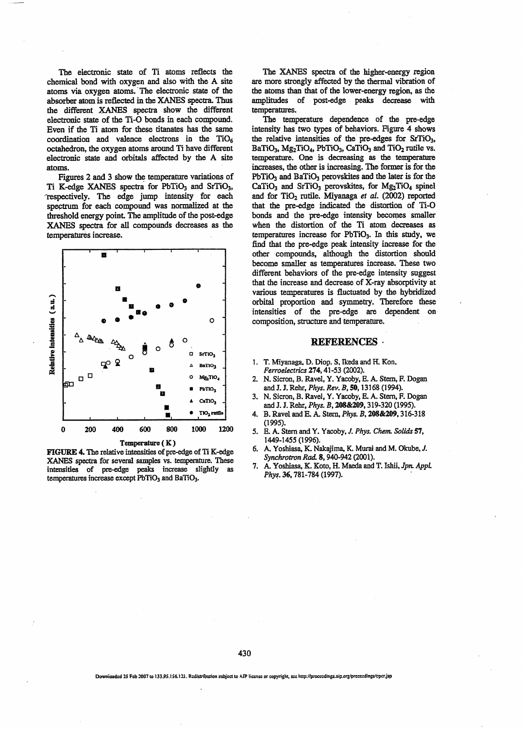The electronic state of Ti atoms reflects the chemical bond with oxygen and also with the A site atoms via oxygen atoms. The electronic state of the absorber atom is reflected in the XANES spectra. Thus the different XANES spectra show the different electronic state of the Ti-O bonds in each compound. Even if the Ti atom for these titanates has the same coordination and valence electrons in the $TiO_6$ octahedron, the oxygen atoms around Ti have different electronic state and orbitals affected by the A site atoms.

Figures 2 and 3 show the temperature variations of Ti K-edge XANES spectra for $PbTiO_3$ and $SrTiO_3$, respectively. The edge jump intensity for each spectrum for each compound was normalized at the threshold energy point. The amplitude of the post-edge XANES spectra for all compounds decreases as the temperatures increase.

Relative intensities ( a.u.)

0 200 400 600 800 1000 1200

Temperature ( K )

$SrTiO_3$
$BaTiO_3$
$Mg_2TiO_4$
$PbTiO_3$
$CaTiO_3$
$TiO_2$ rutile

**FIGURE 4.** The relative intensities of pre-edge of Ti K-edge XANES spectra for several samples vs. temperature. These intensities of pre-edge peaks increase slightly as temperatures increase except $PbTiO_3$ and $BaTiO_3$.

The XANES spectra of the higher-energy region are more strongly affected by the thermal vibration of the atoms than that of the lower-energy region, as the amplitudes of post-edge peaks decrease with temperatures.

The temperature dependence of the pre-edge intensity has two types of behaviors. Figure 4 shows the relative intensities of the pre-edges for $SrTiO_3$, $BaTiO_3$, $Mg_2TiO_4$, $PbTiO_3$, $CaTiO_3$ and $TiO_2$ rutile vs. temperature. One is decreasing as the temperature increases, the other is increasing. The former is for the $PbTiO_3$ and $BaTiO_3$ perovskites and the later is for the $CaTiO_3$ and $SrTiO_3$ perovskites, for $Mg_2TiO_4$ spinel and for $TiO_2$ rutile. Miyanaga *et al.* (2002) reported that the pre-edge indicated the distortion of Ti-O bonds and the pre-edge intensity becomes smaller when the distortion of the Ti atom decreases as temperatures increase for $PbTiO_3$. In this study, we find that the pre-edge peak intensity increase for the other compounds, although the distortion should become smaller as temperatures increase. These two different behaviors of the pre-edge intensity suggest that the increase and decrease of X-ray absorptivity at various temperatures is fluctuated by the hybridized orbital proportion and symmetry. Therefore these intensities of the pre-edge are dependent on composition, structure and temperature.

## REFERENCES

1. T. Miyanaga, D. Diop, S. Ikeda and H. Kon, *Ferroelectrics* **274**, 41-53 (2002).
2. N. Sicron, B. Ravel, Y. Yacoby, E. A. Stern, F. Dogan and J. J. Rehr, *Phys. Rev. B*, **50**, 13168 (1994).
3. N. Sicron, B. Ravel, Y. Yacoby, E. A. Stern, F. Dogan and J. J. Rehr, *Phys. B*, **208&209**, 319-320 (1995).
4. B. Ravel and E. A. Stern, *Phys. B*, **208&209**, 316-318 (1995).
5. E. A. Stern and Y. Yacoby, *J. Phys. Chem. Solids* **57**, 1449-1455 (1996).
6. A. Yoshiasa, K. Nakajima, K. Murai and M. Okube, *J. Synchrotron Rad.* **8**, 940-942 (2001).
7. A. Yoshiasa, K. Koto, H. Maeda and T. Ishii, *Jpn. Appl. Phys.* **36**, 781-784 (1997).